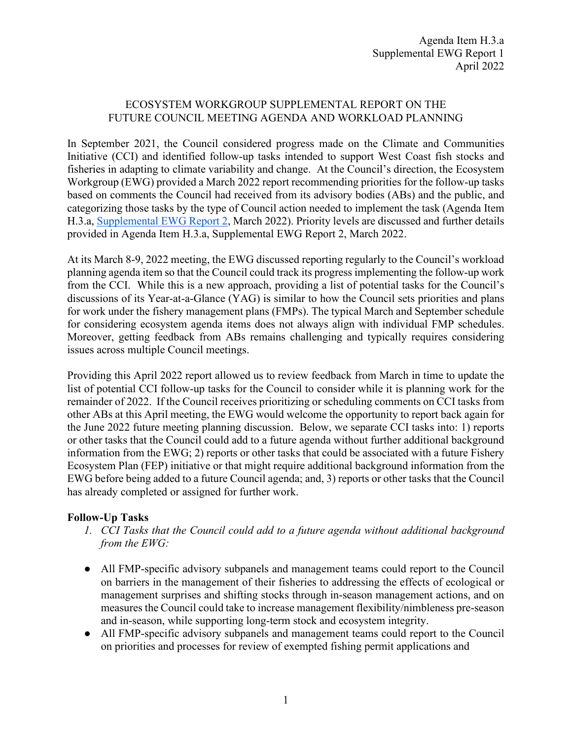Agenda Item H.3.a
Supplemental EWG Report 1
April 2022

# ECOSYSTEM WORKGROUP SUPPLEMENTAL REPORT ON THE FUTURE COUNCIL MEETING AGENDA AND WORKLOAD PLANNING

In September 2021, the Council considered progress made on the Climate and Communities Initiative (CCI) and identified follow-up tasks intended to support West Coast fish stocks and fisheries in adapting to climate variability and change. At the Council's direction, the Ecosystem Workgroup (EWG) provided a March 2022 report recommending priorities for the follow-up tasks based on comments the Council had received from its advisory bodies (ABs) and the public, and categorizing those tasks by the type of Council action needed to implement the task (Agenda Item H.3.a, Supplemental EWG Report 2, March 2022). Priority levels are discussed and further details provided in Agenda Item H.3.a, Supplemental EWG Report 2, March 2022.

At its March 8-9, 2022 meeting, the EWG discussed reporting regularly to the Council's workload planning agenda item so that the Council could track its progress implementing the follow-up work from the CCI. While this is a new approach, providing a list of potential tasks for the Council's discussions of its Year-at-a-Glance (YAG) is similar to how the Council sets priorities and plans for work under the fishery management plans (FMPs). The typical March and September schedule for considering ecosystem agenda items does not always align with individual FMP schedules. Moreover, getting feedback from ABs remains challenging and typically requires considering issues across multiple Council meetings.

Providing this April 2022 report allowed us to review feedback from March in time to update the list of potential CCI follow-up tasks for the Council to consider while it is planning work for the remainder of 2022. If the Council receives prioritizing or scheduling comments on CCI tasks from other ABs at this April meeting, the EWG would welcome the opportunity to report back again for the June 2022 future meeting planning discussion. Below, we separate CCI tasks into: 1) reports or other tasks that the Council could add to a future agenda without further additional background information from the EWG; 2) reports or other tasks that could be associated with a future Fishery Ecosystem Plan (FEP) initiative or that might require additional background information from the EWG before being added to a future Council agenda; and, 3) reports or other tasks that the Council has already completed or assigned for further work.

**Follow-Up Tasks**

1. *CCI Tasks that the Council could add to a future agenda without additional background from the EWG:*

- All FMP-specific advisory subpanels and management teams could report to the Council on barriers in the management of their fisheries to addressing the effects of ecological or management surprises and shifting stocks through in-season management actions, and on measures the Council could take to increase management flexibility/nimbleness pre-season and in-season, while supporting long-term stock and ecosystem integrity.
- All FMP-specific advisory subpanels and management teams could report to the Council on priorities and processes for review of exempted fishing permit applications and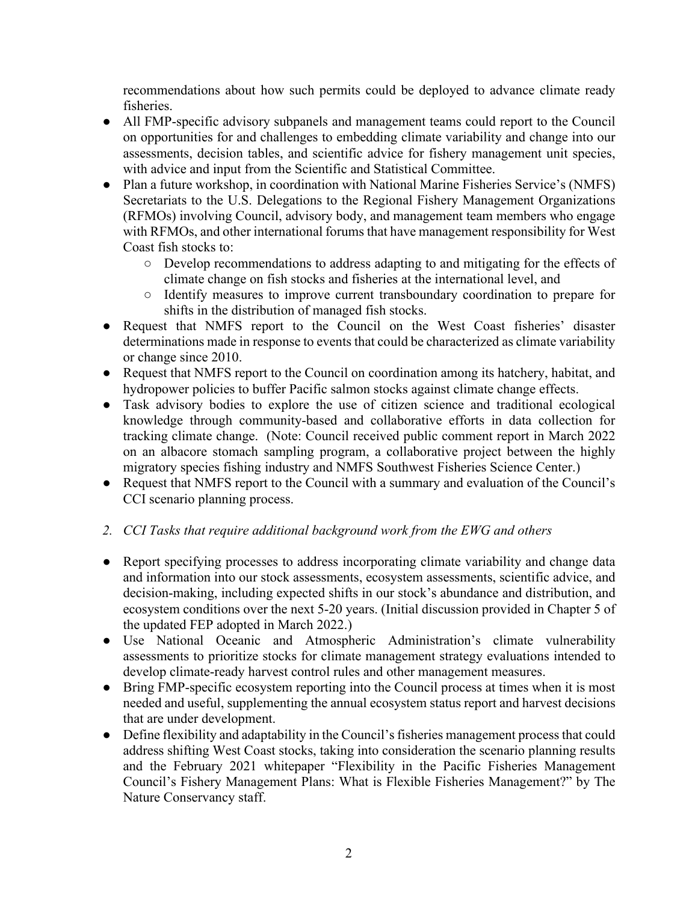recommendations about how such permits could be deployed to advance climate ready fisheries.

- All FMP-specific advisory subpanels and management teams could report to the Council on opportunities for and challenges to embedding climate variability and change into our assessments, decision tables, and scientific advice for fishery management unit species, with advice and input from the Scientific and Statistical Committee.
- Plan a future workshop, in coordination with National Marine Fisheries Service's (NMFS) Secretariats to the U.S. Delegations to the Regional Fishery Management Organizations (RFMOs) involving Council, advisory body, and management team members who engage with RFMOs, and other international forums that have management responsibility for West Coast fish stocks to:
  - Develop recommendations to address adapting to and mitigating for the effects of climate change on fish stocks and fisheries at the international level, and
  - Identify measures to improve current transboundary coordination to prepare for shifts in the distribution of managed fish stocks.
- Request that NMFS report to the Council on the West Coast fisheries' disaster determinations made in response to events that could be characterized as climate variability or change since 2010.
- Request that NMFS report to the Council on coordination among its hatchery, habitat, and hydropower policies to buffer Pacific salmon stocks against climate change effects.
- Task advisory bodies to explore the use of citizen science and traditional ecological knowledge through community-based and collaborative efforts in data collection for tracking climate change. (Note: Council received public comment report in March 2022 on an albacore stomach sampling program, a collaborative project between the highly migratory species fishing industry and NMFS Southwest Fisheries Science Center.)
- Request that NMFS report to the Council with a summary and evaluation of the Council's CCI scenario planning process.

*2. CCI Tasks that require additional background work from the EWG and others*

- Report specifying processes to address incorporating climate variability and change data and information into our stock assessments, ecosystem assessments, scientific advice, and decision-making, including expected shifts in our stock's abundance and distribution, and ecosystem conditions over the next 5-20 years. (Initial discussion provided in Chapter 5 of the updated FEP adopted in March 2022.)
- Use National Oceanic and Atmospheric Administration's climate vulnerability assessments to prioritize stocks for climate management strategy evaluations intended to develop climate-ready harvest control rules and other management measures.
- Bring FMP-specific ecosystem reporting into the Council process at times when it is most needed and useful, supplementing the annual ecosystem status report and harvest decisions that are under development.
- Define flexibility and adaptability in the Council's fisheries management process that could address shifting West Coast stocks, taking into consideration the scenario planning results and the February 2021 whitepaper "Flexibility in the Pacific Fisheries Management Council's Fishery Management Plans: What is Flexible Fisheries Management?" by The Nature Conservancy staff.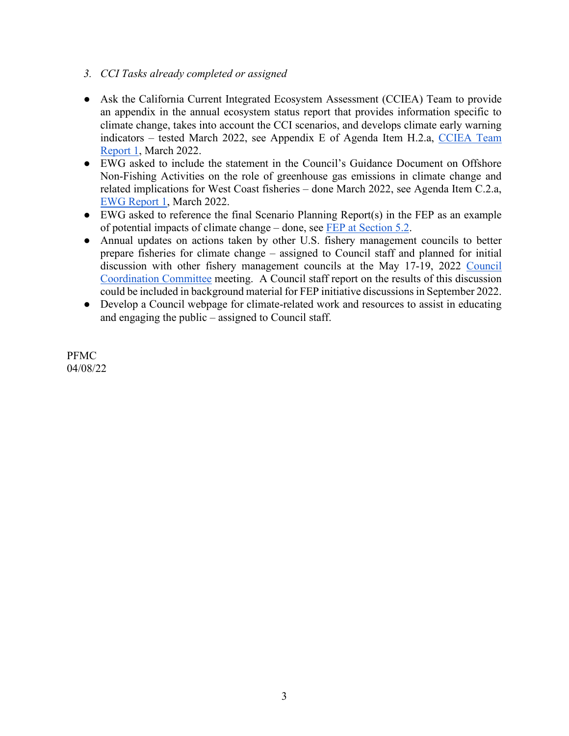*3. CCI Tasks already completed or assigned*

- Ask the California Current Integrated Ecosystem Assessment (CCIEA) Team to provide an appendix in the annual ecosystem status report that provides information specific to climate change, takes into account the CCI scenarios, and develops climate early warning indicators – tested March 2022, see Appendix E of Agenda Item H.2.a, CCIEA Team Report 1, March 2022.
- EWG asked to include the statement in the Council's Guidance Document on Offshore Non-Fishing Activities on the role of greenhouse gas emissions in climate change and related implications for West Coast fisheries – done March 2022, see Agenda Item C.2.a, EWG Report 1, March 2022.
- EWG asked to reference the final Scenario Planning Report(s) in the FEP as an example of potential impacts of climate change – done, see FEP at Section 5.2.
- Annual updates on actions taken by other U.S. fishery management councils to better prepare fisheries for climate change – assigned to Council staff and planned for initial discussion with other fishery management councils at the May 17-19, 2022 Council Coordination Committee meeting. A Council staff report on the results of this discussion could be included in background material for FEP initiative discussions in September 2022.
- Develop a Council webpage for climate-related work and resources to assist in educating and engaging the public – assigned to Council staff.

PFMC
04/08/22